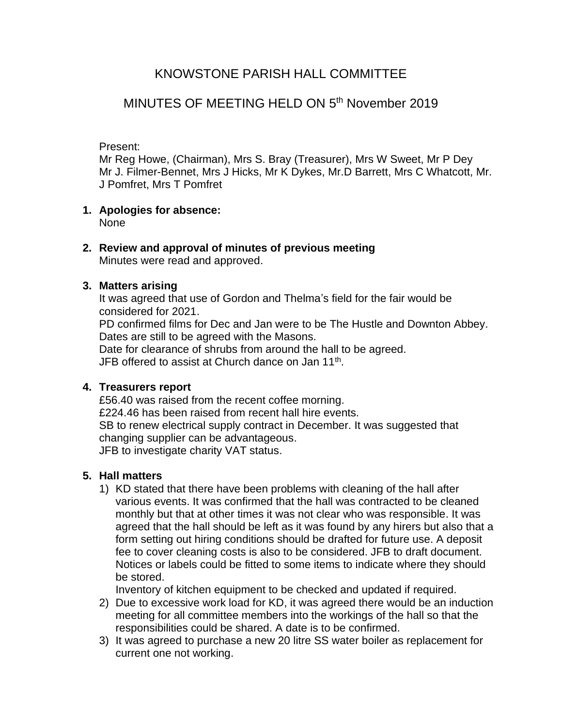# KNOWSTONE PARISH HALL COMMITTEE

## MINUTES OF MEETING HELD ON 5th November 2019

Present:
Mr Reg Howe, (Chairman), Mrs S. Bray (Treasurer), Mrs W Sweet, Mr P Dey
Mr J. Filmer-Bennet, Mrs J Hicks, Mr K Dykes, Mr.D Barrett, Mrs C Whatcott, Mr. J Pomfret, Mrs T Pomfret

1. **Apologies for absence:**
   None

2. **Review and approval of minutes of previous meeting**
   Minutes were read and approved.

3. **Matters arising**
   It was agreed that use of Gordon and Thelma's field for the fair would be considered for 2021.
   PD confirmed films for Dec and Jan were to be The Hustle and Downton Abbey. Dates are still to be agreed with the Masons.
   Date for clearance of shrubs from around the hall to be agreed.
   JFB offered to assist at Church dance on Jan 11th.

4. **Treasurers report**
   £56.40 was raised from the recent coffee morning.
   £224.46 has been raised from recent hall hire events.
   SB to renew electrical supply contract in December. It was suggested that changing supplier can be advantageous.
   JFB to investigate charity VAT status.

5. **Hall matters**
   1) KD stated that there have been problems with cleaning of the hall after various events. It was confirmed that the hall was contracted to be cleaned monthly but that at other times it was not clear who was responsible. It was agreed that the hall should be left as it was found by any hirers but also that a form setting out hiring conditions should be drafted for future use. A deposit fee to cover cleaning costs is also to be considered. JFB to draft document. Notices or labels could be fitted to some items to indicate where they should be stored.
      Inventory of kitchen equipment to be checked and updated if required.
   2) Due to excessive work load for KD, it was agreed there would be an induction meeting for all committee members into the workings of the hall so that the responsibilities could be shared. A date is to be confirmed.
   3) It was agreed to purchase a new 20 litre SS water boiler as replacement for current one not working.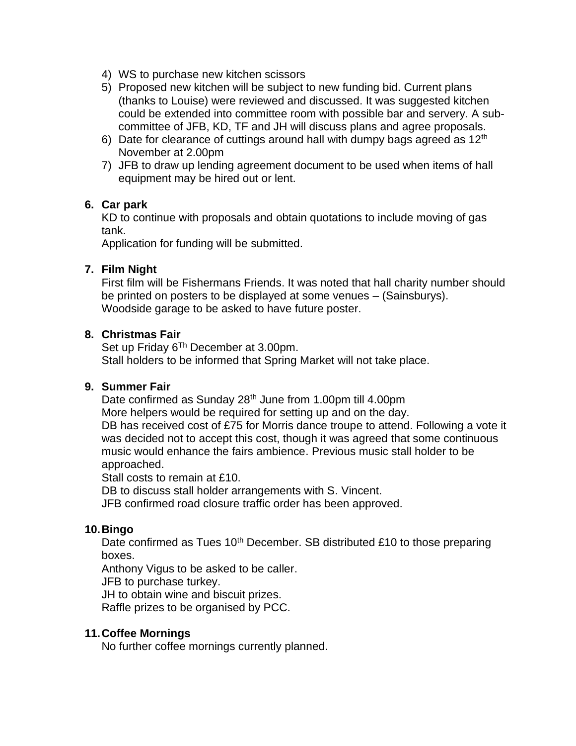4) WS to purchase new kitchen scissors
5) Proposed new kitchen will be subject to new funding bid. Current plans (thanks to Louise) were reviewed and discussed. It was suggested kitchen could be extended into committee room with possible bar and servery. A sub-committee of JFB, KD, TF and JH will discuss plans and agree proposals.
6) Date for clearance of cuttings around hall with dumpy bags agreed as 12th November at 2.00pm
7) JFB to draw up lending agreement document to be used when items of hall equipment may be hired out or lent.

**6. Car park**

KD to continue with proposals and obtain quotations to include moving of gas tank.
Application for funding will be submitted.

**7. Film Night**

First film will be Fishermans Friends. It was noted that hall charity number should be printed on posters to be displayed at some venues – (Sainsburys).
Woodside garage to be asked to have future poster.

**8. Christmas Fair**

Set up Friday 6Th December at 3.00pm.
Stall holders to be informed that Spring Market will not take place.

**9. Summer Fair**

Date confirmed as Sunday 28th June from 1.00pm till 4.00pm
More helpers would be required for setting up and on the day.
DB has received cost of £75 for Morris dance troupe to attend. Following a vote it was decided not to accept this cost, though it was agreed that some continuous music would enhance the fairs ambience. Previous music stall holder to be approached.
Stall costs to remain at £10.
DB to discuss stall holder arrangements with S. Vincent.
JFB confirmed road closure traffic order has been approved.

**10. Bingo**

Date confirmed as Tues 10th December. SB distributed £10 to those preparing boxes.
Anthony Vigus to be asked to be caller.
JFB to purchase turkey.
JH to obtain wine and biscuit prizes.
Raffle prizes to be organised by PCC.

**11. Coffee Mornings**

No further coffee mornings currently planned.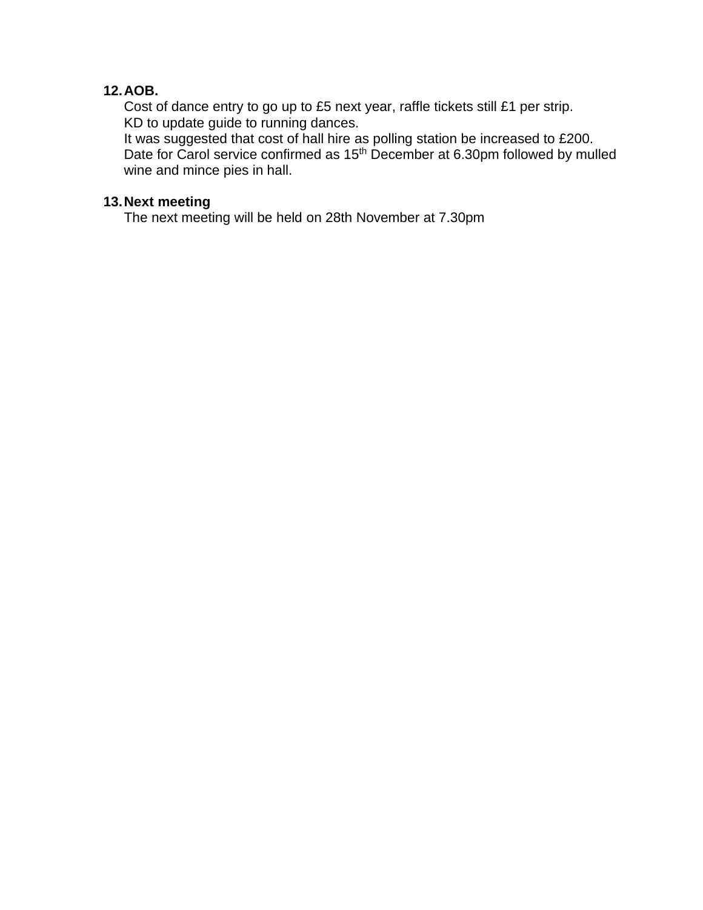12. **AOB.**
    Cost of dance entry to go up to £5 next year, raffle tickets still £1 per strip.
    KD to update guide to running dances.
    It was suggested that cost of hall hire as polling station be increased to £200.
    Date for Carol service confirmed as 15th December at 6.30pm followed by mulled wine and mince pies in hall.

13. **Next meeting**
    The next meeting will be held on 28th November at 7.30pm